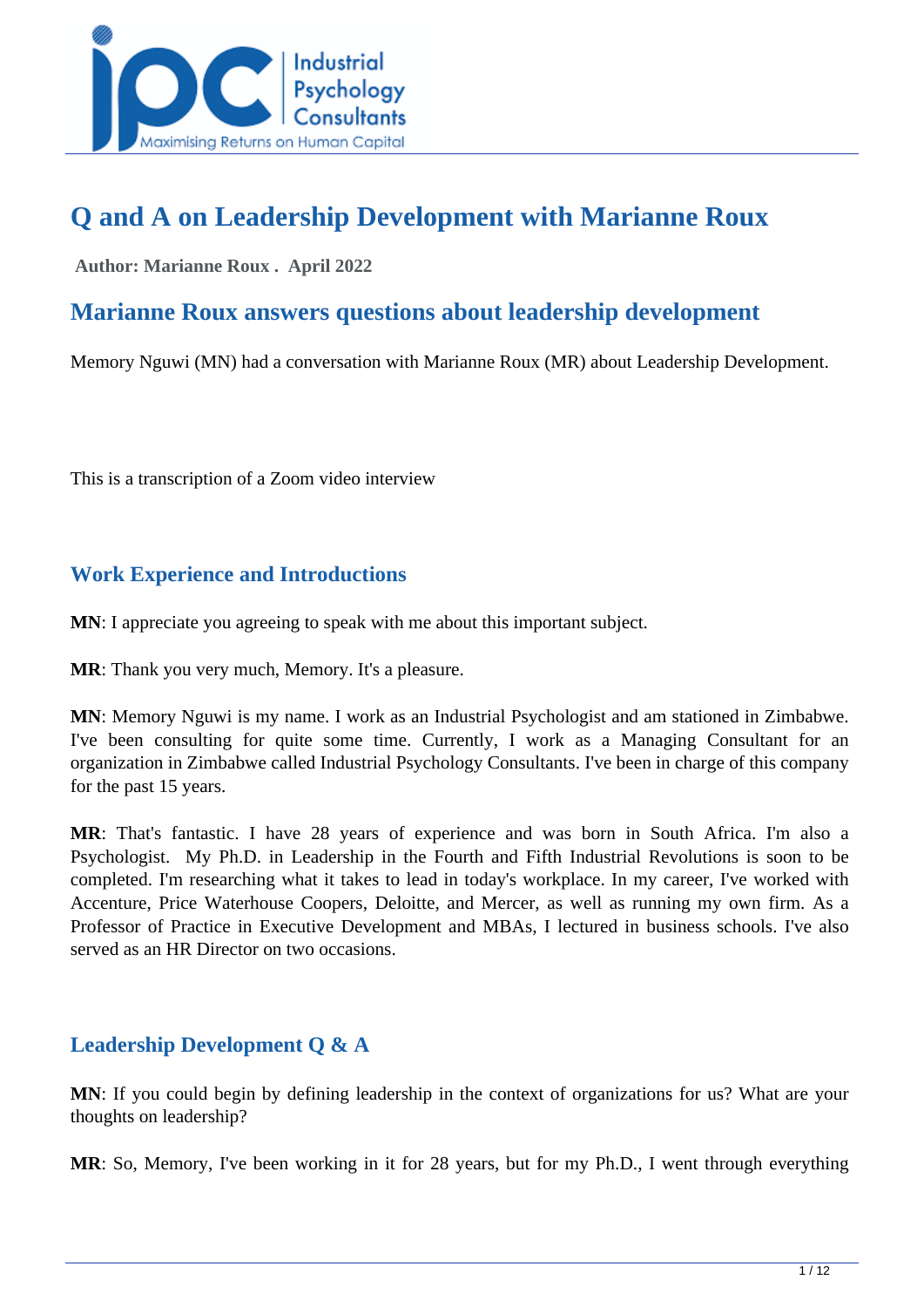# Q and A on Leadership Development with Marianne Roux

**Author: Marianne Roux . April 2022**

## Marianne Roux answers questions about leadership development

Memory Nguwi (MN) had a conversation with Marianne Roux (MR) about Leadership Development.

This is a transcription of a Zoom video interview

### Work Experience and Introductions

**MN**: I appreciate you agreeing to speak with me about this important subject.

**MR**: Thank you very much, Memory. It's a pleasure.

**MN**: Memory Nguwi is my name. I work as an Industrial Psychologist and am stationed in Zimbabwe. I've been consulting for quite some time. Currently, I work as a Managing Consultant for an organization in Zimbabwe called Industrial Psychology Consultants. I've been in charge of this company for the past 15 years.

**MR**: That's fantastic. I have 28 years of experience and was born in South Africa. I'm also a Psychologist. My Ph.D. in Leadership in the Fourth and Fifth Industrial Revolutions is soon to be completed. I'm researching what it takes to lead in today's workplace. In my career, I've worked with Accenture, Price Waterhouse Coopers, Deloitte, and Mercer, as well as running my own firm. As a Professor of Practice in Executive Development and MBAs, I lectured in business schools. I've also served as an HR Director on two occasions.

### Leadership Development Q & A

**MN**: If you could begin by defining leadership in the context of organizations for us? What are your thoughts on leadership?

**MR**: So, Memory, I've been working in it for 28 years, but for my Ph.D., I went through everything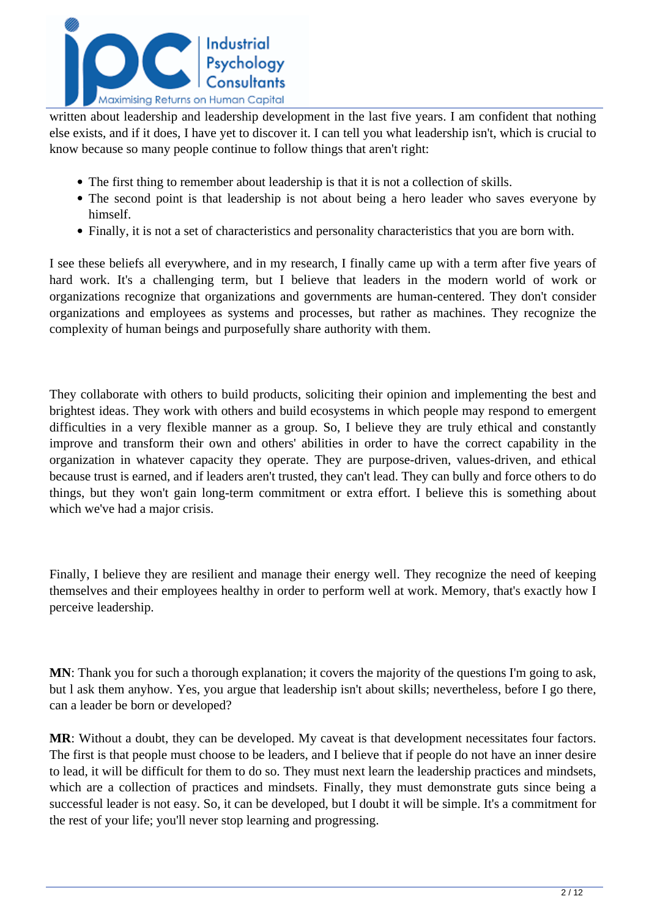written about leadership and leadership development in the last five years. I am confident that nothing else exists, and if it does, I have yet to discover it. I can tell you what leadership isn't, which is crucial to know because so many people continue to follow things that aren't right:

- The first thing to remember about leadership is that it is not a collection of skills.
- The second point is that leadership is not about being a hero leader who saves everyone by himself.
- Finally, it is not a set of characteristics and personality characteristics that you are born with.

I see these beliefs all everywhere, and in my research, I finally came up with a term after five years of hard work. It's a challenging term, but I believe that leaders in the modern world of work or organizations recognize that organizations and governments are human-centered. They don't consider organizations and employees as systems and processes, but rather as machines. They recognize the complexity of human beings and purposefully share authority with them.

They collaborate with others to build products, soliciting their opinion and implementing the best and brightest ideas. They work with others and build ecosystems in which people may respond to emergent difficulties in a very flexible manner as a group. So, I believe they are truly ethical and constantly improve and transform their own and others' abilities in order to have the correct capability in the organization in whatever capacity they operate. They are purpose-driven, values-driven, and ethical because trust is earned, and if leaders aren't trusted, they can't lead. They can bully and force others to do things, but they won't gain long-term commitment or extra effort. I believe this is something about which we've had a major crisis.

Finally, I believe they are resilient and manage their energy well. They recognize the need of keeping themselves and their employees healthy in order to perform well at work. Memory, that's exactly how I perceive leadership.

**MN**: Thank you for such a thorough explanation; it covers the majority of the questions I'm going to ask, but l ask them anyhow. Yes, you argue that leadership isn't about skills; nevertheless, before I go there, can a leader be born or developed?

**MR**: Without a doubt, they can be developed. My caveat is that development necessitates four factors. The first is that people must choose to be leaders, and I believe that if people do not have an inner desire to lead, it will be difficult for them to do so. They must next learn the leadership practices and mindsets, which are a collection of practices and mindsets. Finally, they must demonstrate guts since being a successful leader is not easy. So, it can be developed, but I doubt it will be simple. It's a commitment for the rest of your life; you'll never stop learning and progressing.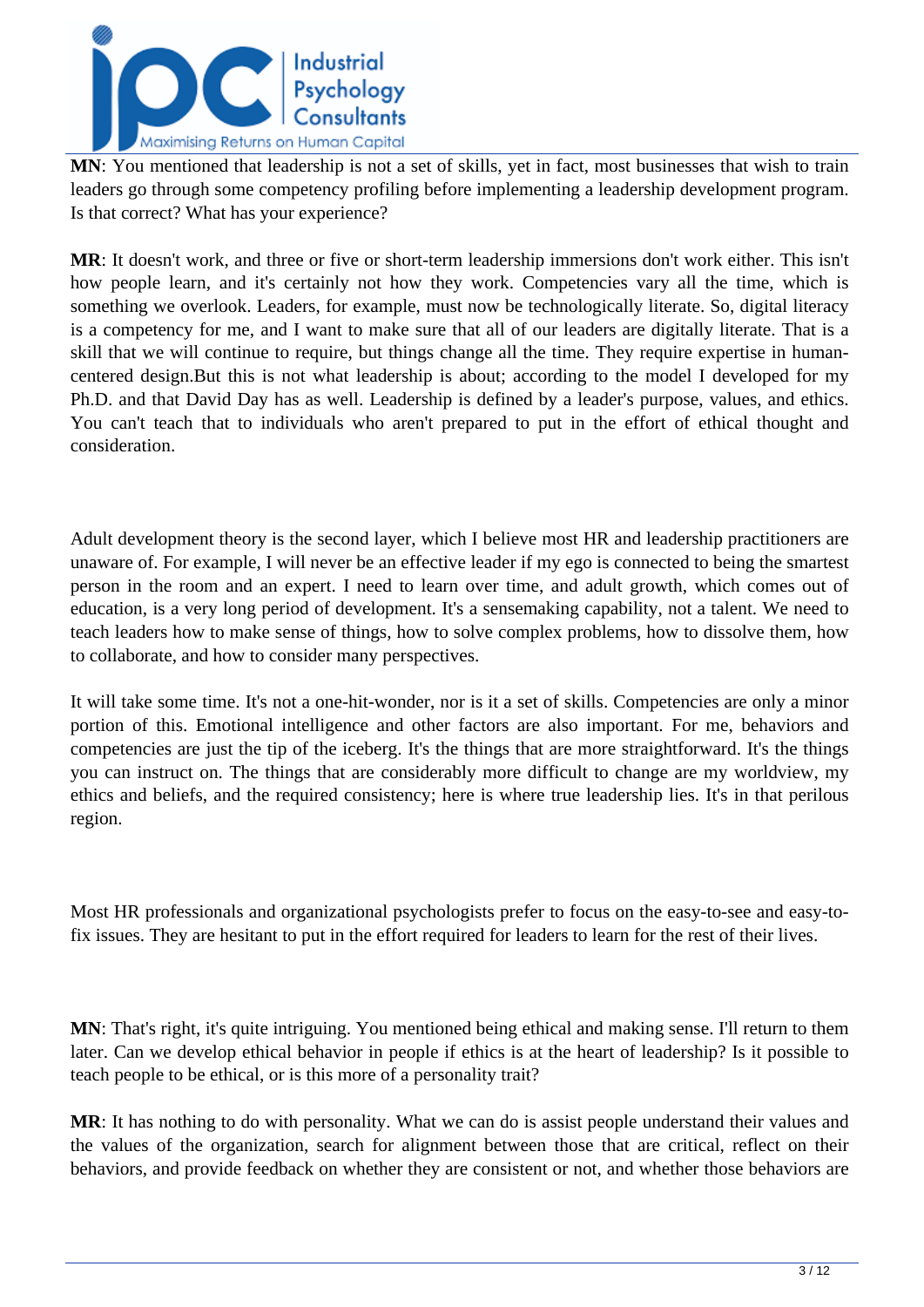**MN**: You mentioned that leadership is not a set of skills, yet in fact, most businesses that wish to train leaders go through some competency profiling before implementing a leadership development program. Is that correct? What has your experience?

**MR**: It doesn't work, and three or five or short-term leadership immersions don't work either. This isn't how people learn, and it's certainly not how they work. Competencies vary all the time, which is something we overlook. Leaders, for example, must now be technologically literate. So, digital literacy is a competency for me, and I want to make sure that all of our leaders are digitally literate. That is a skill that we will continue to require, but things change all the time. They require expertise in human-centered design.But this is not what leadership is about; according to the model I developed for my Ph.D. and that David Day has as well. Leadership is defined by a leader's purpose, values, and ethics. You can't teach that to individuals who aren't prepared to put in the effort of ethical thought and consideration.

Adult development theory is the second layer, which I believe most HR and leadership practitioners are unaware of. For example, I will never be an effective leader if my ego is connected to being the smartest person in the room and an expert. I need to learn over time, and adult growth, which comes out of education, is a very long period of development. It's a sensemaking capability, not a talent. We need to teach leaders how to make sense of things, how to solve complex problems, how to dissolve them, how to collaborate, and how to consider many perspectives.

It will take some time. It's not a one-hit-wonder, nor is it a set of skills. Competencies are only a minor portion of this. Emotional intelligence and other factors are also important. For me, behaviors and competencies are just the tip of the iceberg. It's the things that are more straightforward. It's the things you can instruct on. The things that are considerably more difficult to change are my worldview, my ethics and beliefs, and the required consistency; here is where true leadership lies. It's in that perilous region.

Most HR professionals and organizational psychologists prefer to focus on the easy-to-see and easy-to-fix issues. They are hesitant to put in the effort required for leaders to learn for the rest of their lives.

**MN**: That's right, it's quite intriguing. You mentioned being ethical and making sense. I'll return to them later. Can we develop ethical behavior in people if ethics is at the heart of leadership? Is it possible to teach people to be ethical, or is this more of a personality trait?

**MR**: It has nothing to do with personality. What we can do is assist people understand their values and the values of the organization, search for alignment between those that are critical, reflect on their behaviors, and provide feedback on whether they are consistent or not, and whether those behaviors are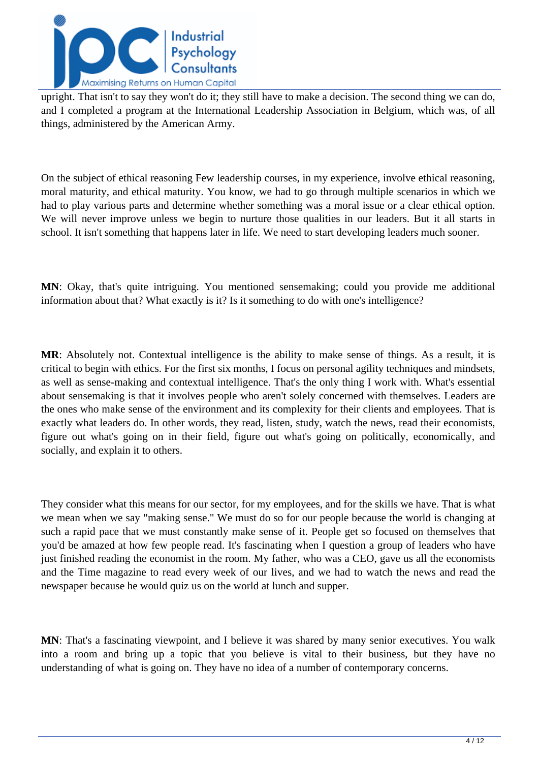upright. That isn't to say they won't do it; they still have to make a decision. The second thing we can do, and I completed a program at the International Leadership Association in Belgium, which was, of all things, administered by the American Army.

On the subject of ethical reasoning Few leadership courses, in my experience, involve ethical reasoning, moral maturity, and ethical maturity. You know, we had to go through multiple scenarios in which we had to play various parts and determine whether something was a moral issue or a clear ethical option. We will never improve unless we begin to nurture those qualities in our leaders. But it all starts in school. It isn't something that happens later in life. We need to start developing leaders much sooner.

**MN**: Okay, that's quite intriguing. You mentioned sensemaking; could you provide me additional information about that? What exactly is it? Is it something to do with one's intelligence?

**MR**: Absolutely not. Contextual intelligence is the ability to make sense of things. As a result, it is critical to begin with ethics. For the first six months, I focus on personal agility techniques and mindsets, as well as sense-making and contextual intelligence. That's the only thing I work with. What's essential about sensemaking is that it involves people who aren't solely concerned with themselves. Leaders are the ones who make sense of the environment and its complexity for their clients and employees. That is exactly what leaders do. In other words, they read, listen, study, watch the news, read their economists, figure out what's going on in their field, figure out what's going on politically, economically, and socially, and explain it to others.

They consider what this means for our sector, for my employees, and for the skills we have. That is what we mean when we say "making sense." We must do so for our people because the world is changing at such a rapid pace that we must constantly make sense of it. People get so focused on themselves that you'd be amazed at how few people read. It's fascinating when I question a group of leaders who have just finished reading the economist in the room. My father, who was a CEO, gave us all the economists and the Time magazine to read every week of our lives, and we had to watch the news and read the newspaper because he would quiz us on the world at lunch and supper.

**MN**: That's a fascinating viewpoint, and I believe it was shared by many senior executives. You walk into a room and bring up a topic that you believe is vital to their business, but they have no understanding of what is going on. They have no idea of a number of contemporary concerns.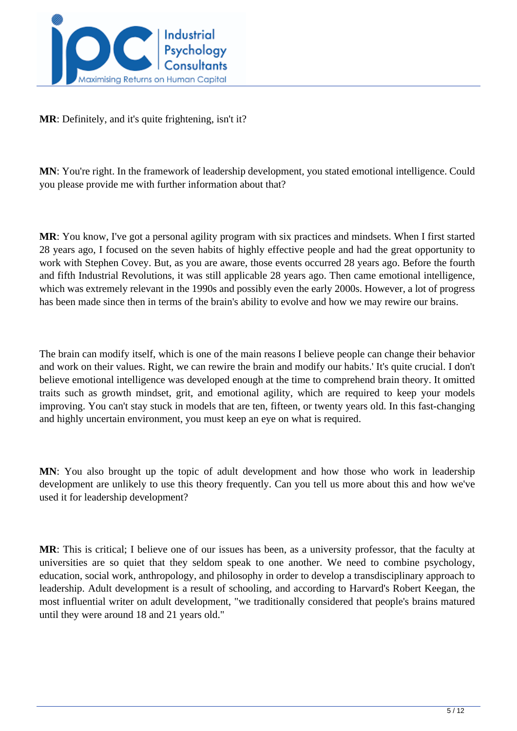**MR**: Definitely, and it's quite frightening, isn't it?

**MN**: You're right. In the framework of leadership development, you stated emotional intelligence. Could you please provide me with further information about that?

**MR**: You know, I've got a personal agility program with six practices and mindsets. When I first started 28 years ago, I focused on the seven habits of highly effective people and had the great opportunity to work with Stephen Covey. But, as you are aware, those events occurred 28 years ago. Before the fourth and fifth Industrial Revolutions, it was still applicable 28 years ago. Then came emotional intelligence, which was extremely relevant in the 1990s and possibly even the early 2000s. However, a lot of progress has been made since then in terms of the brain's ability to evolve and how we may rewire our brains.

The brain can modify itself, which is one of the main reasons I believe people can change their behavior and work on their values. Right, we can rewire the brain and modify our habits.' It's quite crucial. I don't believe emotional intelligence was developed enough at the time to comprehend brain theory. It omitted traits such as growth mindset, grit, and emotional agility, which are required to keep your models improving. You can't stay stuck in models that are ten, fifteen, or twenty years old. In this fast-changing and highly uncertain environment, you must keep an eye on what is required.

**MN**: You also brought up the topic of adult development and how those who work in leadership development are unlikely to use this theory frequently. Can you tell us more about this and how we've used it for leadership development?

**MR**: This is critical; I believe one of our issues has been, as a university professor, that the faculty at universities are so quiet that they seldom speak to one another. We need to combine psychology, education, social work, anthropology, and philosophy in order to develop a transdisciplinary approach to leadership. Adult development is a result of schooling, and according to Harvard's Robert Keegan, the most influential writer on adult development, "we traditionally considered that people's brains matured until they were around 18 and 21 years old."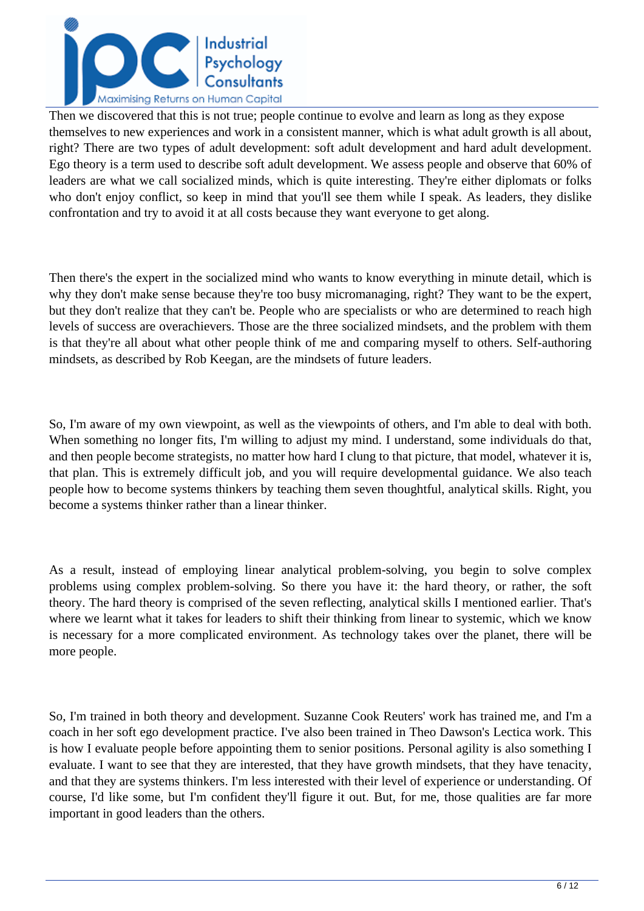Then we discovered that this is not true; people continue to evolve and learn as long as they expose themselves to new experiences and work in a consistent manner, which is what adult growth is all about, right? There are two types of adult development: soft adult development and hard adult development. Ego theory is a term used to describe soft adult development. We assess people and observe that 60% of leaders are what we call socialized minds, which is quite interesting. They're either diplomats or folks who don't enjoy conflict, so keep in mind that you'll see them while I speak. As leaders, they dislike confrontation and try to avoid it at all costs because they want everyone to get along.

Then there's the expert in the socialized mind who wants to know everything in minute detail, which is why they don't make sense because they're too busy micromanaging, right? They want to be the expert, but they don't realize that they can't be. People who are specialists or who are determined to reach high levels of success are overachievers. Those are the three socialized mindsets, and the problem with them is that they're all about what other people think of me and comparing myself to others. Self-authoring mindsets, as described by Rob Keegan, are the mindsets of future leaders.

So, I'm aware of my own viewpoint, as well as the viewpoints of others, and I'm able to deal with both. When something no longer fits, I'm willing to adjust my mind. I understand, some individuals do that, and then people become strategists, no matter how hard I clung to that picture, that model, whatever it is, that plan. This is extremely difficult job, and you will require developmental guidance. We also teach people how to become systems thinkers by teaching them seven thoughtful, analytical skills. Right, you become a systems thinker rather than a linear thinker.

As a result, instead of employing linear analytical problem-solving, you begin to solve complex problems using complex problem-solving. So there you have it: the hard theory, or rather, the soft theory. The hard theory is comprised of the seven reflecting, analytical skills I mentioned earlier. That's where we learnt what it takes for leaders to shift their thinking from linear to systemic, which we know is necessary for a more complicated environment. As technology takes over the planet, there will be more people.

So, I'm trained in both theory and development. Suzanne Cook Reuters' work has trained me, and I'm a coach in her soft ego development practice. I've also been trained in Theo Dawson's Lectica work. This is how I evaluate people before appointing them to senior positions. Personal agility is also something I evaluate. I want to see that they are interested, that they have growth mindsets, that they have tenacity, and that they are systems thinkers. I'm less interested with their level of experience or understanding. Of course, I'd like some, but I'm confident they'll figure it out. But, for me, those qualities are far more important in good leaders than the others.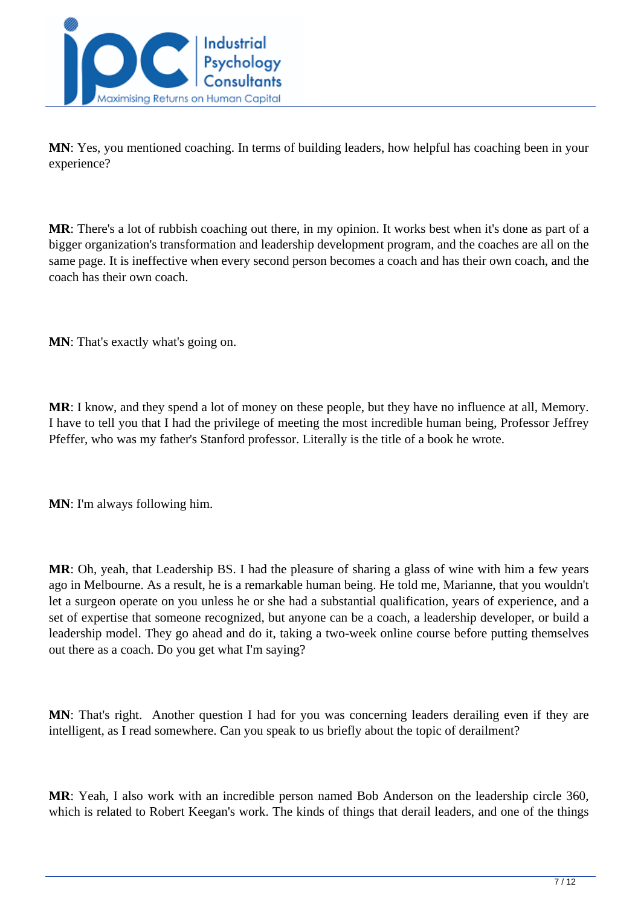**MN**: Yes, you mentioned coaching. In terms of building leaders, how helpful has coaching been in your experience?

**MR**: There's a lot of rubbish coaching out there, in my opinion. It works best when it's done as part of a bigger organization's transformation and leadership development program, and the coaches are all on the same page. It is ineffective when every second person becomes a coach and has their own coach, and the coach has their own coach.

**MN**: That's exactly what's going on.

**MR**: I know, and they spend a lot of money on these people, but they have no influence at all, Memory. I have to tell you that I had the privilege of meeting the most incredible human being, Professor Jeffrey Pfeffer, who was my father's Stanford professor. Literally is the title of a book he wrote.

**MN**: I'm always following him.

**MR**: Oh, yeah, that Leadership BS. I had the pleasure of sharing a glass of wine with him a few years ago in Melbourne. As a result, he is a remarkable human being. He told me, Marianne, that you wouldn't let a surgeon operate on you unless he or she had a substantial qualification, years of experience, and a set of expertise that someone recognized, but anyone can be a coach, a leadership developer, or build a leadership model. They go ahead and do it, taking a two-week online course before putting themselves out there as a coach. Do you get what I'm saying?

**MN**: That's right. Another question I had for you was concerning leaders derailing even if they are intelligent, as I read somewhere. Can you speak to us briefly about the topic of derailment?

**MR**: Yeah, I also work with an incredible person named Bob Anderson on the leadership circle 360, which is related to Robert Keegan's work. The kinds of things that derail leaders, and one of the things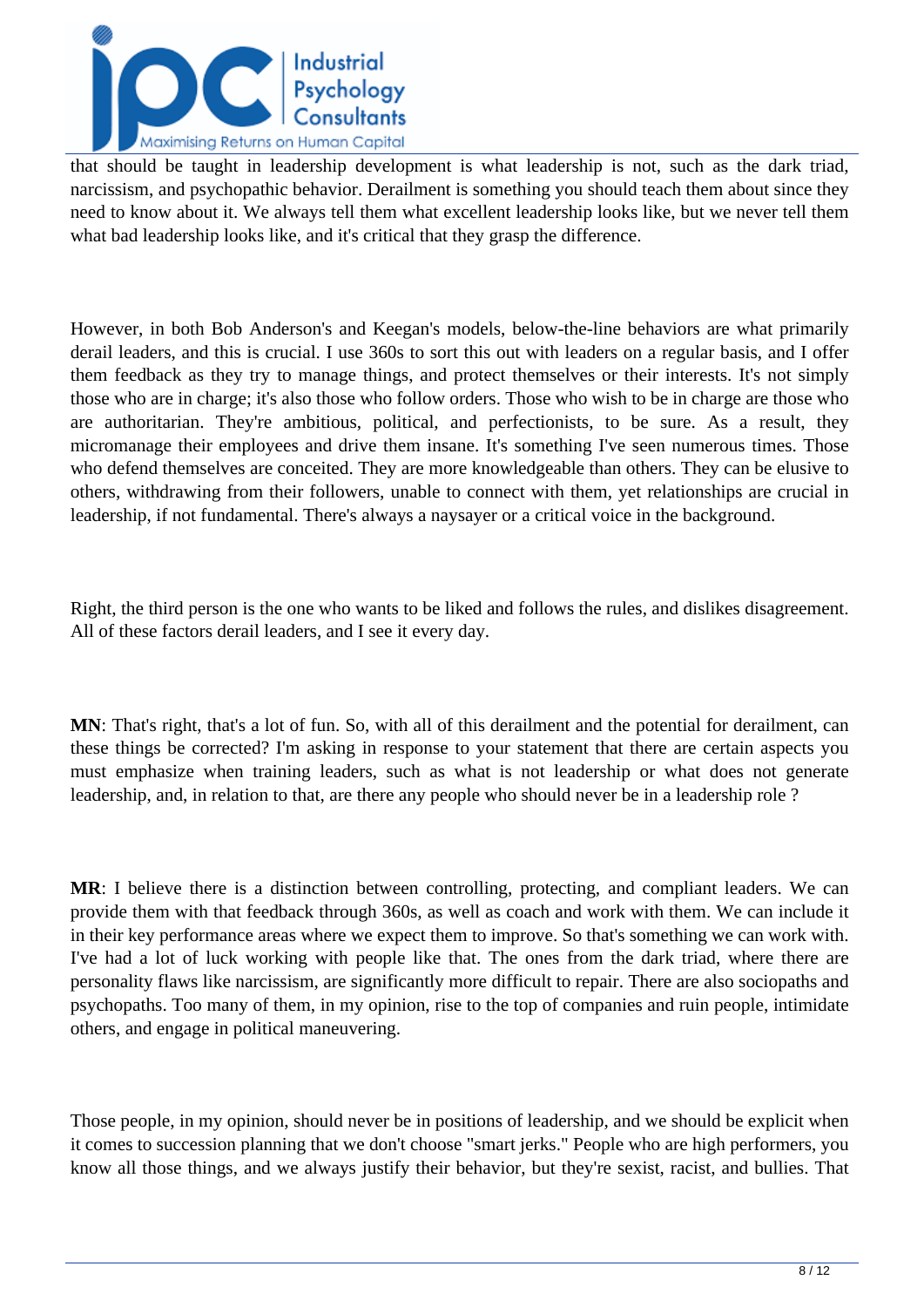that should be taught in leadership development is what leadership is not, such as the dark triad, narcissism, and psychopathic behavior. Derailment is something you should teach them about since they need to know about it. We always tell them what excellent leadership looks like, but we never tell them what bad leadership looks like, and it's critical that they grasp the difference.

However, in both Bob Anderson's and Keegan's models, below-the-line behaviors are what primarily derail leaders, and this is crucial. I use 360s to sort this out with leaders on a regular basis, and I offer them feedback as they try to manage things, and protect themselves or their interests. It's not simply those who are in charge; it's also those who follow orders. Those who wish to be in charge are those who are authoritarian. They're ambitious, political, and perfectionists, to be sure. As a result, they micromanage their employees and drive them insane. It's something I've seen numerous times. Those who defend themselves are conceited. They are more knowledgeable than others. They can be elusive to others, withdrawing from their followers, unable to connect with them, yet relationships are crucial in leadership, if not fundamental. There's always a naysayer or a critical voice in the background.

Right, the third person is the one who wants to be liked and follows the rules, and dislikes disagreement. All of these factors derail leaders, and I see it every day.

**MN**: That's right, that's a lot of fun. So, with all of this derailment and the potential for derailment, can these things be corrected? I'm asking in response to your statement that there are certain aspects you must emphasize when training leaders, such as what is not leadership or what does not generate leadership, and, in relation to that, are there any people who should never be in a leadership role ?

**MR**: I believe there is a distinction between controlling, protecting, and compliant leaders. We can provide them with that feedback through 360s, as well as coach and work with them. We can include it in their key performance areas where we expect them to improve. So that's something we can work with. I've had a lot of luck working with people like that. The ones from the dark triad, where there are personality flaws like narcissism, are significantly more difficult to repair. There are also sociopaths and psychopaths. Too many of them, in my opinion, rise to the top of companies and ruin people, intimidate others, and engage in political maneuvering.

Those people, in my opinion, should never be in positions of leadership, and we should be explicit when it comes to succession planning that we don't choose "smart jerks." People who are high performers, you know all those things, and we always justify their behavior, but they're sexist, racist, and bullies. That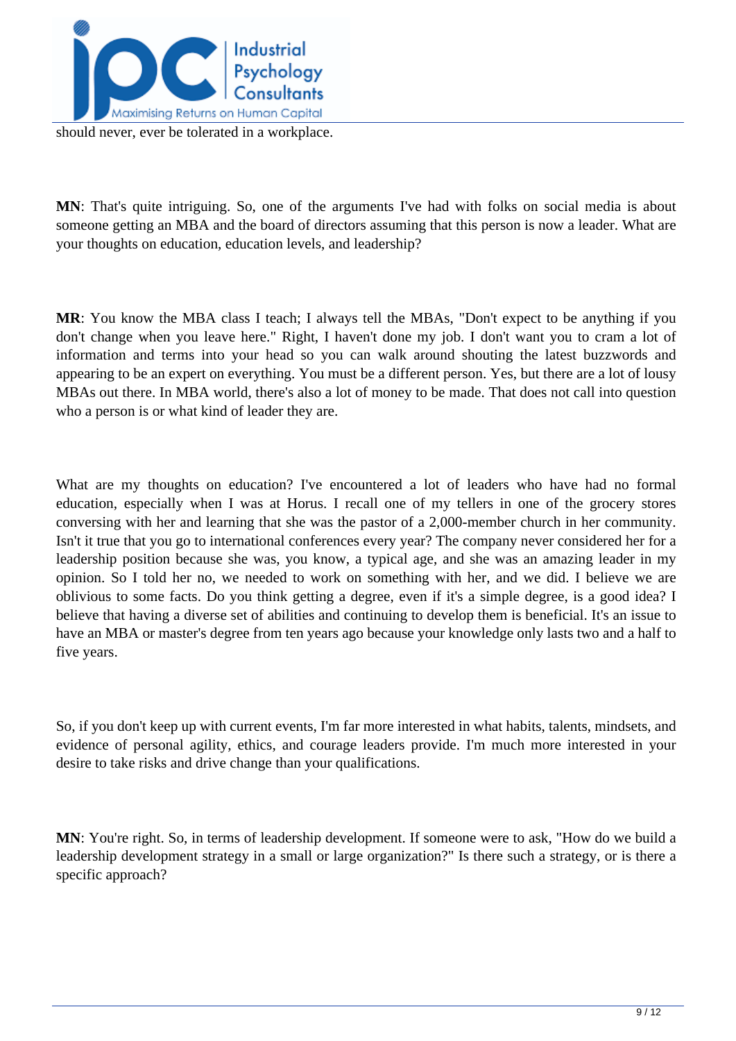should never, ever be tolerated in a workplace.

**MN**: That's quite intriguing. So, one of the arguments I've had with folks on social media is about someone getting an MBA and the board of directors assuming that this person is now a leader. What are your thoughts on education, education levels, and leadership?

**MR**: You know the MBA class I teach; I always tell the MBAs, "Don't expect to be anything if you don't change when you leave here." Right, I haven't done my job. I don't want you to cram a lot of information and terms into your head so you can walk around shouting the latest buzzwords and appearing to be an expert on everything. You must be a different person. Yes, but there are a lot of lousy MBAs out there. In MBA world, there's also a lot of money to be made. That does not call into question who a person is or what kind of leader they are.

What are my thoughts on education? I've encountered a lot of leaders who have had no formal education, especially when I was at Horus. I recall one of my tellers in one of the grocery stores conversing with her and learning that she was the pastor of a 2,000-member church in her community. Isn't it true that you go to international conferences every year? The company never considered her for a leadership position because she was, you know, a typical age, and she was an amazing leader in my opinion. So I told her no, we needed to work on something with her, and we did. I believe we are oblivious to some facts. Do you think getting a degree, even if it's a simple degree, is a good idea? I believe that having a diverse set of abilities and continuing to develop them is beneficial. It's an issue to have an MBA or master's degree from ten years ago because your knowledge only lasts two and a half to five years.

So, if you don't keep up with current events, I'm far more interested in what habits, talents, mindsets, and evidence of personal agility, ethics, and courage leaders provide. I'm much more interested in your desire to take risks and drive change than your qualifications.

**MN**: You're right. So, in terms of leadership development. If someone were to ask, "How do we build a leadership development strategy in a small or large organization?" Is there such a strategy, or is there a specific approach?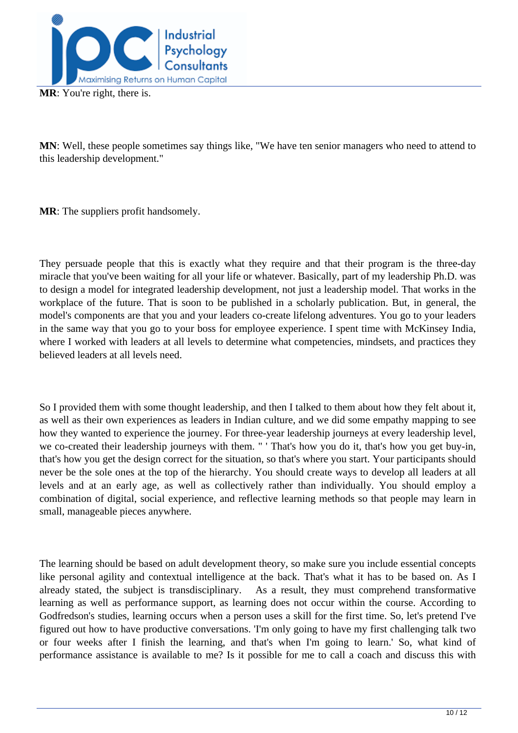**MR**: You're right, there is.

**MN**: Well, these people sometimes say things like, "We have ten senior managers who need to attend to this leadership development."

**MR**: The suppliers profit handsomely.

They persuade people that this is exactly what they require and that their program is the three-day miracle that you've been waiting for all your life or whatever. Basically, part of my leadership Ph.D. was to design a model for integrated leadership development, not just a leadership model. That works in the workplace of the future. That is soon to be published in a scholarly publication. But, in general, the model's components are that you and your leaders co-create lifelong adventures. You go to your leaders in the same way that you go to your boss for employee experience. I spent time with McKinsey India, where I worked with leaders at all levels to determine what competencies, mindsets, and practices they believed leaders at all levels need.

So I provided them with some thought leadership, and then I talked to them about how they felt about it, as well as their own experiences as leaders in Indian culture, and we did some empathy mapping to see how they wanted to experience the journey. For three-year leadership journeys at every leadership level, we co-created their leadership journeys with them. " ' That's how you do it, that's how you get buy-in, that's how you get the design correct for the situation, so that's where you start. Your participants should never be the sole ones at the top of the hierarchy. You should create ways to develop all leaders at all levels and at an early age, as well as collectively rather than individually. You should employ a combination of digital, social experience, and reflective learning methods so that people may learn in small, manageable pieces anywhere.

The learning should be based on adult development theory, so make sure you include essential concepts like personal agility and contextual intelligence at the back. That's what it has to be based on. As I already stated, the subject is transdisciplinary. As a result, they must comprehend transformative learning as well as performance support, as learning does not occur within the course. According to Godfredson's studies, learning occurs when a person uses a skill for the first time. So, let's pretend I've figured out how to have productive conversations. 'I'm only going to have my first challenging talk two or four weeks after I finish the learning, and that's when I'm going to learn.' So, what kind of performance assistance is available to me? Is it possible for me to call a coach and discuss this with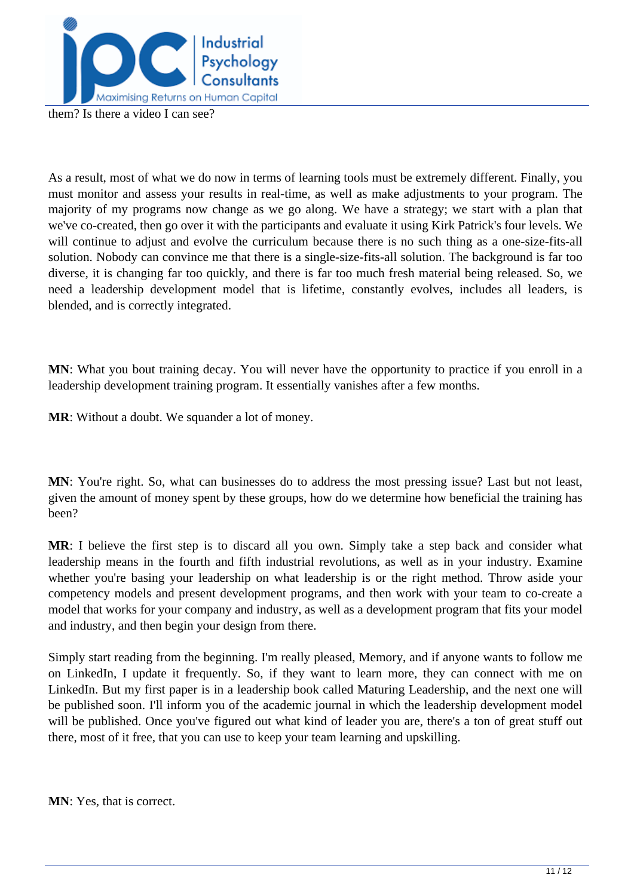them? Is there a video I can see?

As a result, most of what we do now in terms of learning tools must be extremely different. Finally, you must monitor and assess your results in real-time, as well as make adjustments to your program. The majority of my programs now change as we go along. We have a strategy; we start with a plan that we've co-created, then go over it with the participants and evaluate it using Kirk Patrick's four levels. We will continue to adjust and evolve the curriculum because there is no such thing as a one-size-fits-all solution. Nobody can convince me that there is a single-size-fits-all solution. The background is far too diverse, it is changing far too quickly, and there is far too much fresh material being released. So, we need a leadership development model that is lifetime, constantly evolves, includes all leaders, is blended, and is correctly integrated.

**MN**: What you bout training decay. You will never have the opportunity to practice if you enroll in a leadership development training program. It essentially vanishes after a few months.

**MR**: Without a doubt. We squander a lot of money.

**MN**: You're right. So, what can businesses do to address the most pressing issue? Last but not least, given the amount of money spent by these groups, how do we determine how beneficial the training has been?

**MR**: I believe the first step is to discard all you own. Simply take a step back and consider what leadership means in the fourth and fifth industrial revolutions, as well as in your industry. Examine whether you're basing your leadership on what leadership is or the right method. Throw aside your competency models and present development programs, and then work with your team to co-create a model that works for your company and industry, as well as a development program that fits your model and industry, and then begin your design from there.

Simply start reading from the beginning. I'm really pleased, Memory, and if anyone wants to follow me on LinkedIn, I update it frequently. So, if they want to learn more, they can connect with me on LinkedIn. But my first paper is in a leadership book called Maturing Leadership, and the next one will be published soon. I'll inform you of the academic journal in which the leadership development model will be published. Once you've figured out what kind of leader you are, there's a ton of great stuff out there, most of it free, that you can use to keep your team learning and upskilling.

**MN**: Yes, that is correct.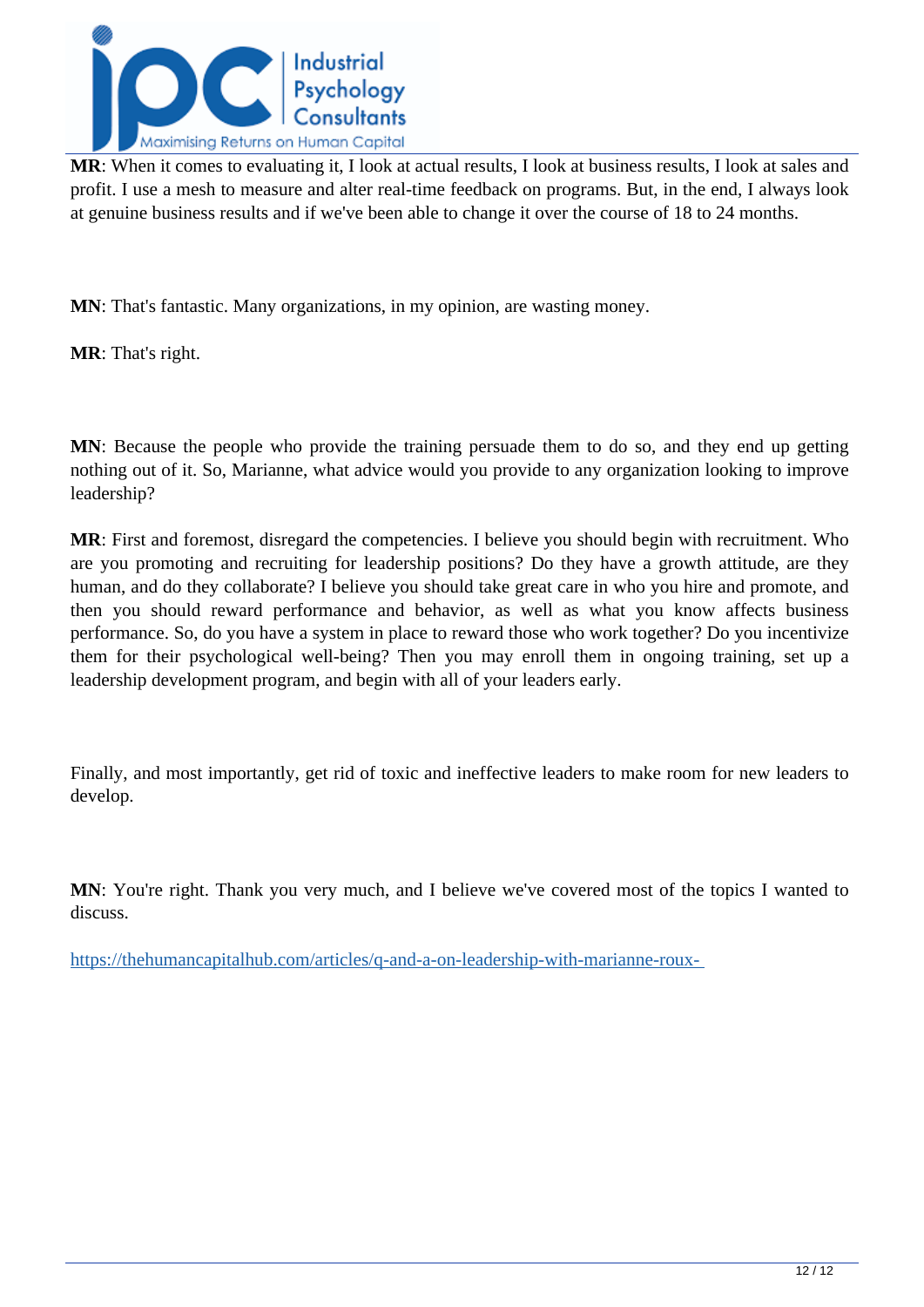**MR**: When it comes to evaluating it, I look at actual results, I look at business results, I look at sales and profit. I use a mesh to measure and alter real-time feedback on programs. But, in the end, I always look at genuine business results and if we've been able to change it over the course of 18 to 24 months.

**MN**: That's fantastic. Many organizations, in my opinion, are wasting money.

**MR**: That's right.

**MN**: Because the people who provide the training persuade them to do so, and they end up getting nothing out of it. So, Marianne, what advice would you provide to any organization looking to improve leadership?

**MR**: First and foremost, disregard the competencies. I believe you should begin with recruitment. Who are you promoting and recruiting for leadership positions? Do they have a growth attitude, are they human, and do they collaborate? I believe you should take great care in who you hire and promote, and then you should reward performance and behavior, as well as what you know affects business performance. So, do you have a system in place to reward those who work together? Do you incentivize them for their psychological well-being? Then you may enroll them in ongoing training, set up a leadership development program, and begin with all of your leaders early.

Finally, and most importantly, get rid of toxic and ineffective leaders to make room for new leaders to develop.

**MN**: You're right. Thank you very much, and I believe we've covered most of the topics I wanted to discuss.

https://thehumancapitalhub.com/articles/q-and-a-on-leadership-with-marianne-roux-